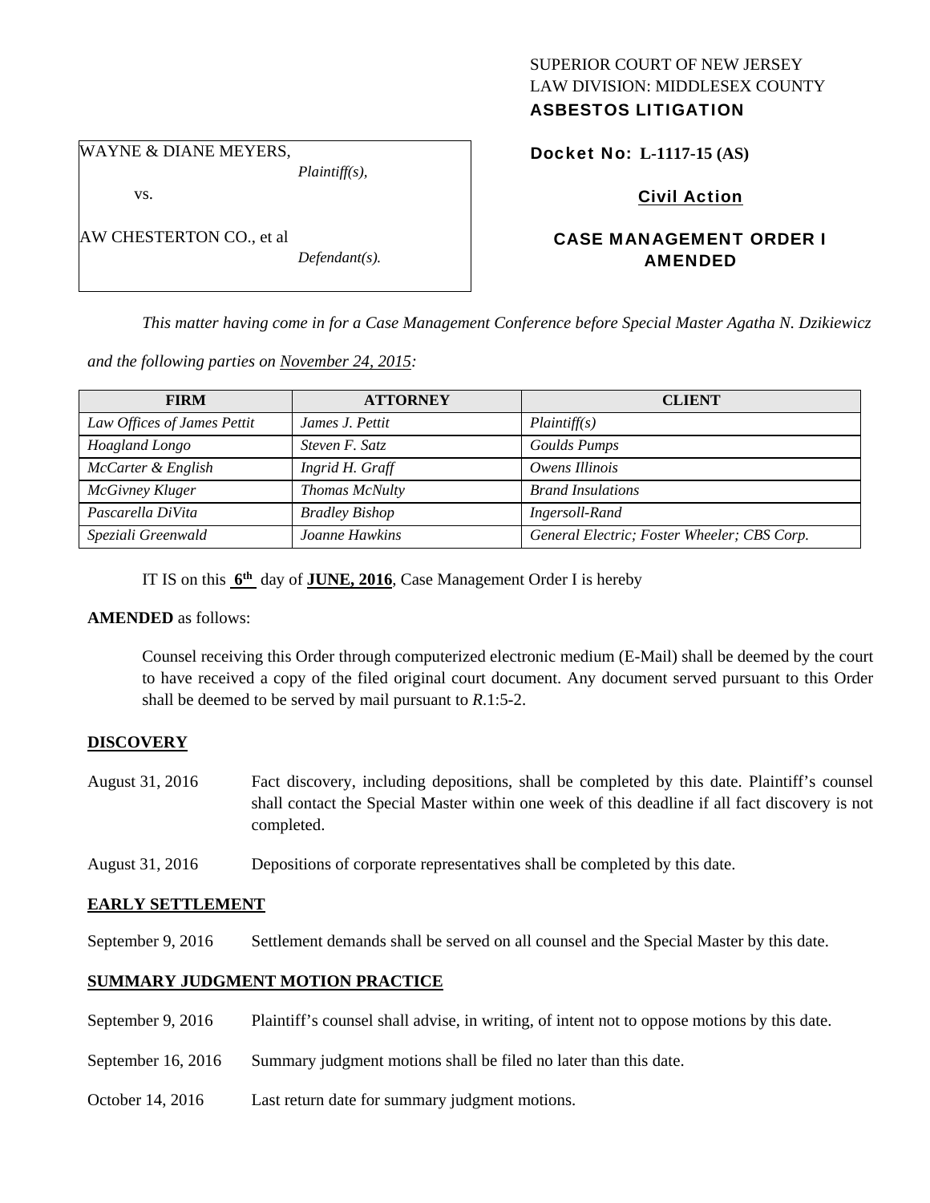SUPERIOR COURT OF NEW JERSEY
LAW DIVISION: MIDDLESEX COUNTY
**ASBESTOS LITIGATION**

WAYNE & DIANE MEYERS,
*Plaintiff(s),*

vs.

AW CHESTERTON CO., et al
*Defendant(s).*

**Docket No: L-1117-15 (AS)**

**Civil Action**

**CASE MANAGEMENT ORDER I AMENDED**

*This matter having come in for a Case Management Conference before Special Master Agatha N. Dzikiewicz and the following parties on November 24, 2015:*

| FIRM | ATTORNEY | CLIENT |
|---|---|---|
| *Law Offices of James Pettit* | *James J. Pettit* | *Plaintiff(s)* |
| *Hoagland Longo* | *Steven F. Satz* | *Goulds Pumps* |
| *McCarter & English* | *Ingrid H. Graff* | *Owens Illinois* |
| *McGivney Kluger* | *Thomas McNulty* | *Brand Insulations* |
| *Pascarella DiVita* | *Bradley Bishop* | *Ingersoll-Rand* |
| *Speziali Greenwald* | *Joanne Hawkins* | *General Electric; Foster Wheeler; CBS Corp.* |

IT IS on this **6th** day of **JUNE, 2016**, Case Management Order I is hereby

**AMENDED** as follows:

Counsel receiving this Order through computerized electronic medium (E-Mail) shall be deemed by the court to have received a copy of the filed original court document. Any document served pursuant to this Order shall be deemed to be served by mail pursuant to *R*.1:5-2.

**DISCOVERY**

August 31, 2016 — Fact discovery, including depositions, shall be completed by this date. Plaintiff's counsel shall contact the Special Master within one week of this deadline if all fact discovery is not completed.

August 31, 2016 — Depositions of corporate representatives shall be completed by this date.

**EARLY SETTLEMENT**

September 9, 2016 — Settlement demands shall be served on all counsel and the Special Master by this date.

**SUMMARY JUDGMENT MOTION PRACTICE**

September 9, 2016 — Plaintiff's counsel shall advise, in writing, of intent not to oppose motions by this date.

September 16, 2016 — Summary judgment motions shall be filed no later than this date.

October 14, 2016 — Last return date for summary judgment motions.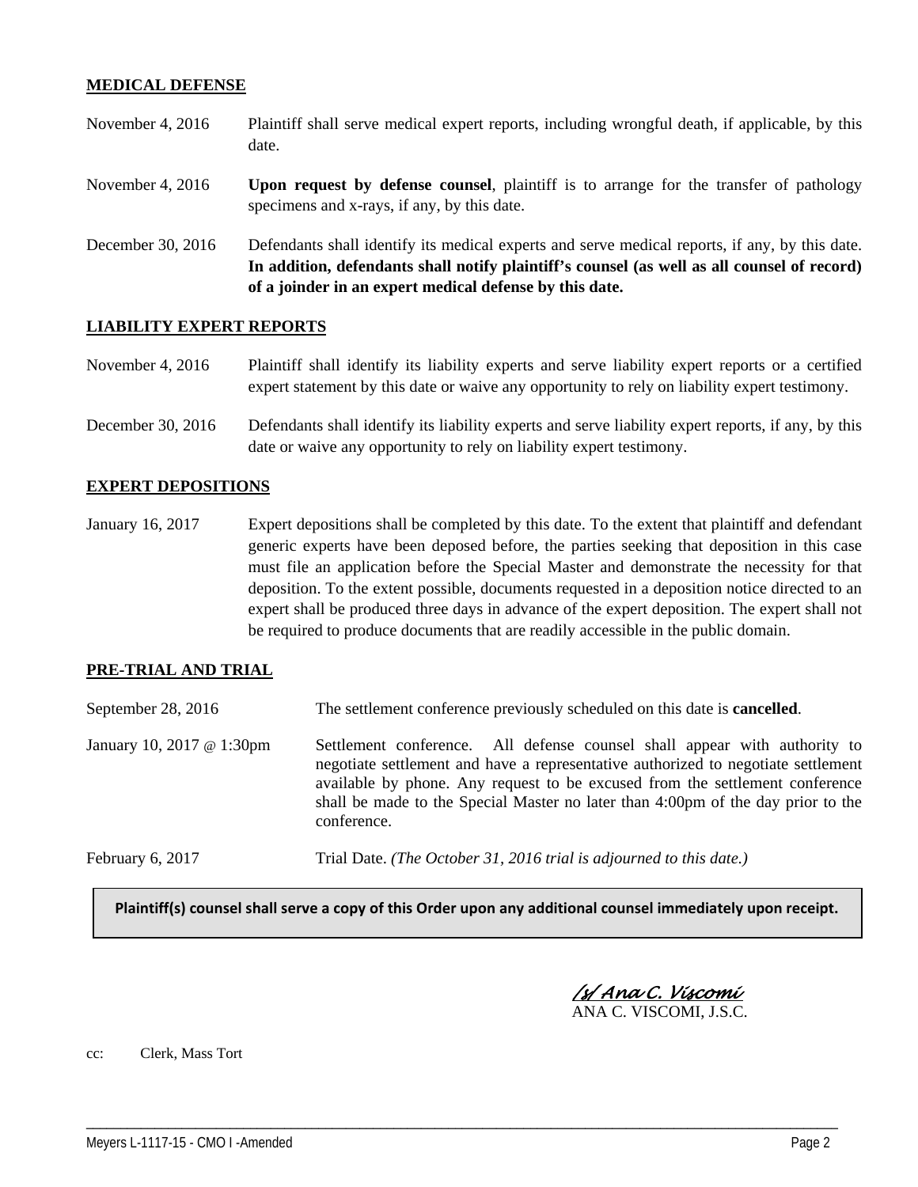**MEDICAL DEFENSE**

| | |
|---|---|
| November 4, 2016 | Plaintiff shall serve medical expert reports, including wrongful death, if applicable, by this date. |
| November 4, 2016 | **Upon request by defense counsel**, plaintiff is to arrange for the transfer of pathology specimens and x-rays, if any, by this date. |
| December 30, 2016 | Defendants shall identify its medical experts and serve medical reports, if any, by this date. **In addition, defendants shall notify plaintiff's counsel (as well as all counsel of record) of a joinder in an expert medical defense by this date.** |

**LIABILITY EXPERT REPORTS**

| | |
|---|---|
| November 4, 2016 | Plaintiff shall identify its liability experts and serve liability expert reports or a certified expert statement by this date or waive any opportunity to rely on liability expert testimony. |
| December 30, 2016 | Defendants shall identify its liability experts and serve liability expert reports, if any, by this date or waive any opportunity to rely on liability expert testimony. |

**EXPERT DEPOSITIONS**

| | |
|---|---|
| January 16, 2017 | Expert depositions shall be completed by this date. To the extent that plaintiff and defendant generic experts have been deposed before, the parties seeking that deposition in this case must file an application before the Special Master and demonstrate the necessity for that deposition. To the extent possible, documents requested in a deposition notice directed to an expert shall be produced three days in advance of the expert deposition. The expert shall not be required to produce documents that are readily accessible in the public domain. |

**PRE-TRIAL AND TRIAL**

| | |
|---|---|
| September 28, 2016 | The settlement conference previously scheduled on this date is **cancelled**. |
| January 10, 2017 @ 1:30pm | Settlement conference. All defense counsel shall appear with authority to negotiate settlement and have a representative authorized to negotiate settlement available by phone. Any request to be excused from the settlement conference shall be made to the Special Master no later than 4:00pm of the day prior to the conference. |
| February 6, 2017 | Trial Date. *(The October 31, 2016 trial is adjourned to this date.)* |

**Plaintiff(s) counsel shall serve a copy of this Order upon any additional counsel immediately upon receipt.**

*/s/ Ana C. Viscomi*
ANA C. VISCOMI, J.S.C.

cc: Clerk, Mass Tort